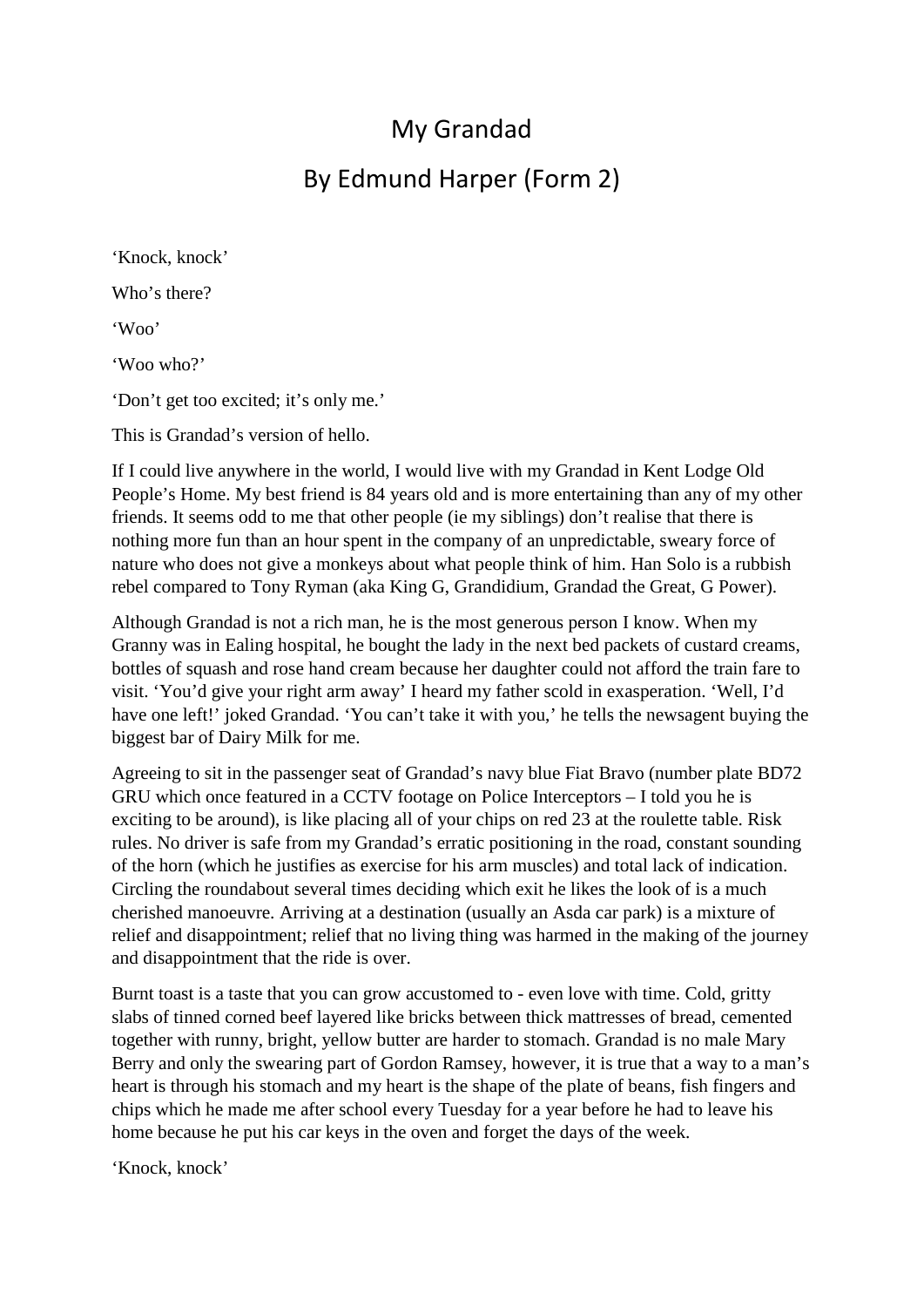# My Grandad

## By Edmund Harper (Form 2)

'Knock, knock'

Who's there?

'Woo'

'Woo who?'

'Don't get too excited; it's only me.'

This is Grandad's version of hello.

If I could live anywhere in the world, I would live with my Grandad in Kent Lodge Old People's Home. My best friend is 84 years old and is more entertaining than any of my other friends. It seems odd to me that other people (ie my siblings) don't realise that there is nothing more fun than an hour spent in the company of an unpredictable, sweary force of nature who does not give a monkeys about what people think of him. Han Solo is a rubbish rebel compared to Tony Ryman (aka King G, Grandidium, Grandad the Great, G Power).

Although Grandad is not a rich man, he is the most generous person I know. When my Granny was in Ealing hospital, he bought the lady in the next bed packets of custard creams, bottles of squash and rose hand cream because her daughter could not afford the train fare to visit. 'You'd give your right arm away' I heard my father scold in exasperation. 'Well, I'd have one left!' joked Grandad. 'You can't take it with you,' he tells the newsagent buying the biggest bar of Dairy Milk for me.

Agreeing to sit in the passenger seat of Grandad's navy blue Fiat Bravo (number plate BD72 GRU which once featured in a CCTV footage on Police Interceptors – I told you he is exciting to be around), is like placing all of your chips on red 23 at the roulette table. Risk rules. No driver is safe from my Grandad's erratic positioning in the road, constant sounding of the horn (which he justifies as exercise for his arm muscles) and total lack of indication. Circling the roundabout several times deciding which exit he likes the look of is a much cherished manoeuvre. Arriving at a destination (usually an Asda car park) is a mixture of relief and disappointment; relief that no living thing was harmed in the making of the journey and disappointment that the ride is over.

Burnt toast is a taste that you can grow accustomed to - even love with time. Cold, gritty slabs of tinned corned beef layered like bricks between thick mattresses of bread, cemented together with runny, bright, yellow butter are harder to stomach. Grandad is no male Mary Berry and only the swearing part of Gordon Ramsey, however, it is true that a way to a man's heart is through his stomach and my heart is the shape of the plate of beans, fish fingers and chips which he made me after school every Tuesday for a year before he had to leave his home because he put his car keys in the oven and forget the days of the week.

'Knock, knock'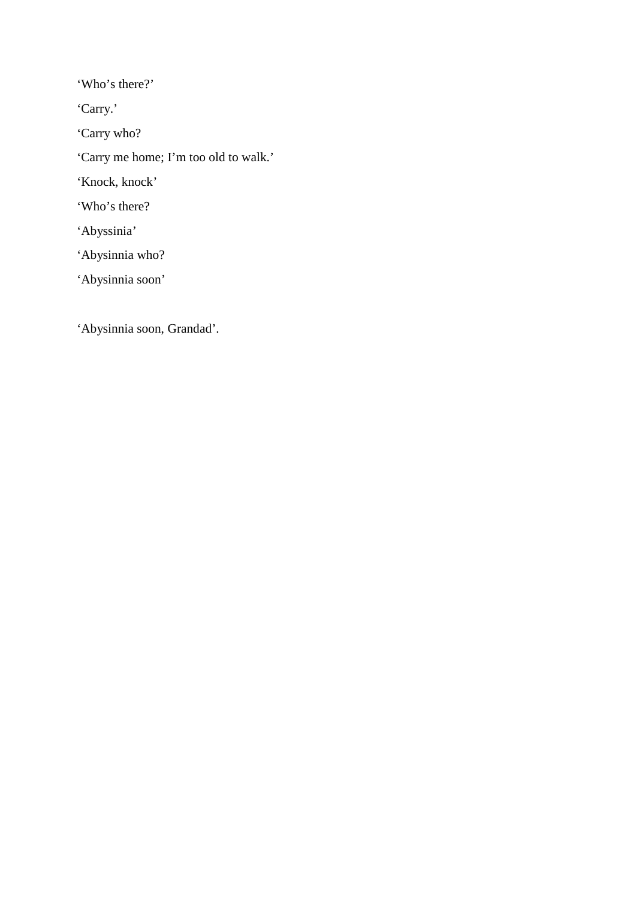'Who's there?'

'Carry.'

'Carry who?

'Carry me home; I'm too old to walk.'

'Knock, knock'

'Who's there?

'Abyssinia'

'Abysinnia who?

'Abysinnia soon'

'Abysinnia soon, Grandad'.